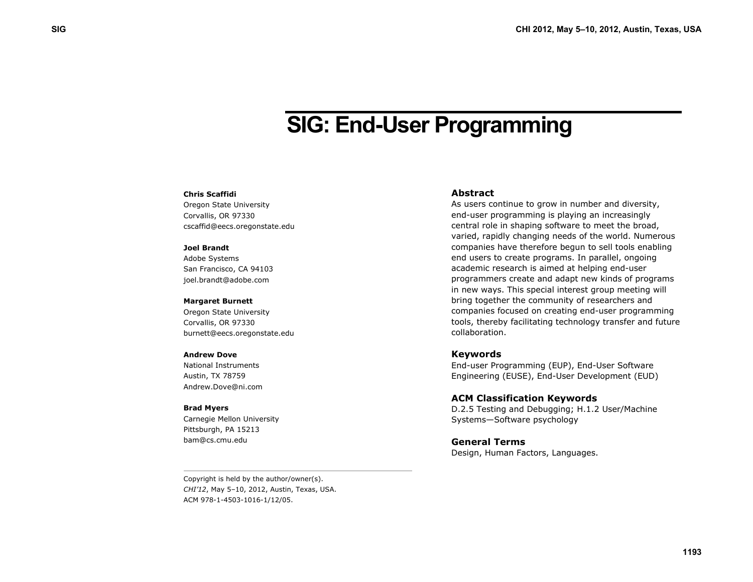# SIG: End-User Programming

**Chris Scaffidi**
Oregon State University
Corvallis, OR 97330
cscaffid@eecs.oregonstate.edu

**Joel Brandt**
Adobe Systems
San Francisco, CA 94103
joel.brandt@adobe.com

**Margaret Burnett**
Oregon State University
Corvallis, OR 97330
burnett@eecs.oregonstate.edu

**Andrew Dove**
National Instruments
Austin, TX 78759
Andrew.Dove@ni.com

**Brad Myers**
Carnegie Mellon University
Pittsburgh, PA 15213
bam@cs.cmu.edu

Copyright is held by the author/owner(s).
*CHI'12*, May 5–10, 2012, Austin, Texas, USA.
ACM 978-1-4503-1016-1/12/05.

## Abstract

As users continue to grow in number and diversity, end-user programming is playing an increasingly central role in shaping software to meet the broad, varied, rapidly changing needs of the world. Numerous companies have therefore begun to sell tools enabling end users to create programs. In parallel, ongoing academic research is aimed at helping end-user programmers create and adapt new kinds of programs in new ways. This special interest group meeting will bring together the community of researchers and companies focused on creating end-user programming tools, thereby facilitating technology transfer and future collaboration.

## Keywords

End-user Programming (EUP), End-User Software Engineering (EUSE), End-User Development (EUD)

## ACM Classification Keywords

D.2.5 Testing and Debugging; H.1.2 User/Machine Systems—Software psychology

## General Terms

Design, Human Factors, Languages.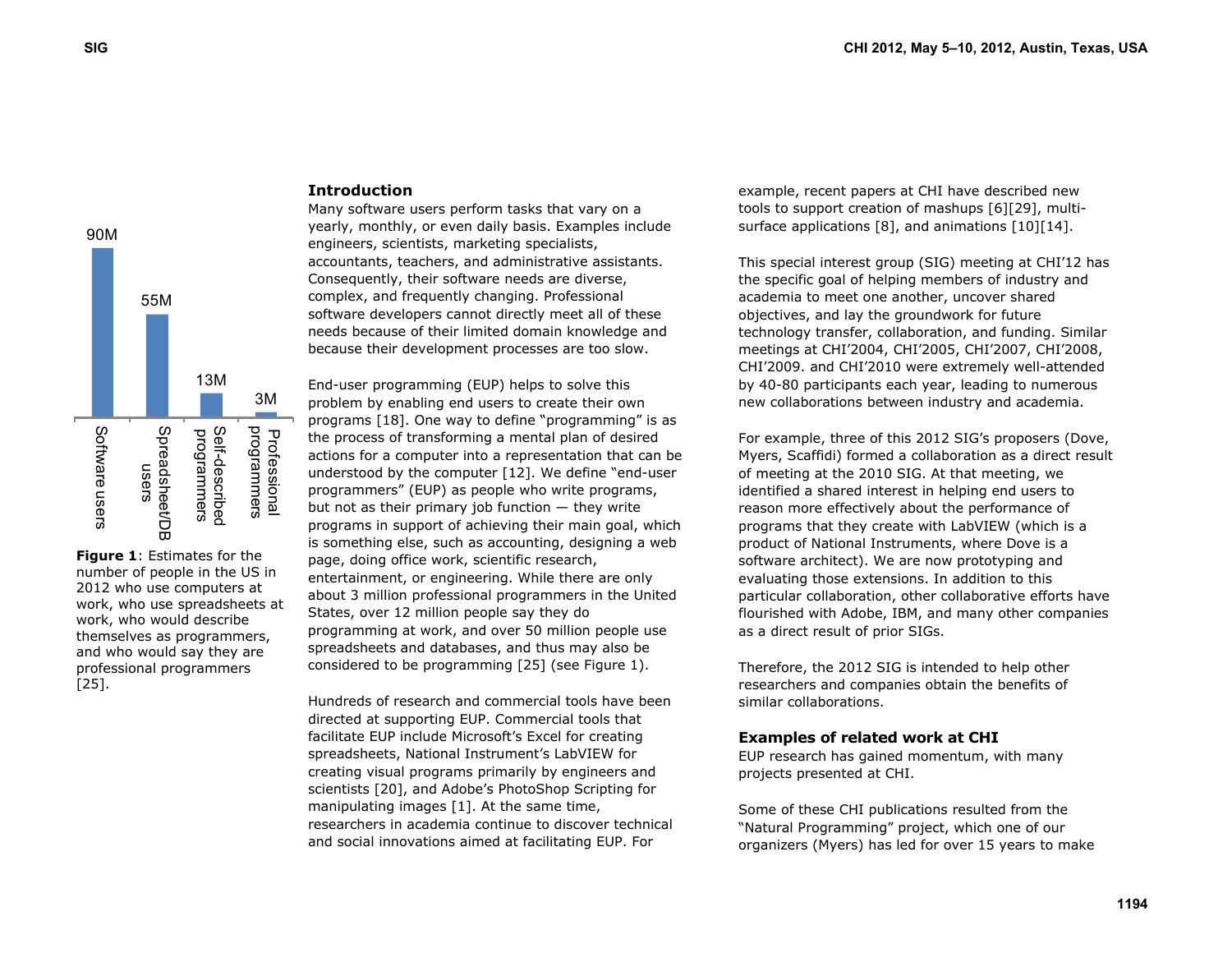Figure 1: Estimates for the number of people in the US in 2012 who use computers at work, who use spreadsheets at work, who would describe themselves as programmers, and who would say they are professional programmers [25].

## Introduction

Many software users perform tasks that vary on a yearly, monthly, or even daily basis. Examples include engineers, scientists, marketing specialists, accountants, teachers, and administrative assistants. Consequently, their software needs are diverse, complex, and frequently changing. Professional software developers cannot directly meet all of these needs because of their limited domain knowledge and because their development processes are too slow.

End-user programming (EUP) helps to solve this problem by enabling end users to create their own programs [18]. One way to define "programming" is as the process of transforming a mental plan of desired actions for a computer into a representation that can be understood by the computer [12]. We define "end-user programmers" (EUP) as people who write programs, but not as their primary job function — they write programs in support of achieving their main goal, which is something else, such as accounting, designing a web page, doing office work, scientific research, entertainment, or engineering. While there are only about 3 million professional programmers in the United States, over 12 million people say they do programming at work, and over 50 million people use spreadsheets and databases, and thus may also be considered to be programming [25] (see Figure 1).

Hundreds of research and commercial tools have been directed at supporting EUP. Commercial tools that facilitate EUP include Microsoft's Excel for creating spreadsheets, National Instrument's LabVIEW for creating visual programs primarily by engineers and scientists [20], and Adobe's PhotoShop Scripting for manipulating images [1]. At the same time, researchers in academia continue to discover technical and social innovations aimed at facilitating EUP. For example, recent papers at CHI have described new tools to support creation of mashups [6][29], multi-surface applications [8], and animations [10][14].

This special interest group (SIG) meeting at CHI'12 has the specific goal of helping members of industry and academia to meet one another, uncover shared objectives, and lay the groundwork for future technology transfer, collaboration, and funding. Similar meetings at CHI'2004, CHI'2005, CHI'2007, CHI'2008, CHI'2009. and CHI'2010 were extremely well-attended by 40-80 participants each year, leading to numerous new collaborations between industry and academia.

For example, three of this 2012 SIG's proposers (Dove, Myers, Scaffidi) formed a collaboration as a direct result of meeting at the 2010 SIG. At that meeting, we identified a shared interest in helping end users to reason more effectively about the performance of programs that they create with LabVIEW (which is a product of National Instruments, where Dove is a software architect). We are now prototyping and evaluating those extensions. In addition to this particular collaboration, other collaborative efforts have flourished with Adobe, IBM, and many other companies as a direct result of prior SIGs.

Therefore, the 2012 SIG is intended to help other researchers and companies obtain the benefits of similar collaborations.

## Examples of related work at CHI

EUP research has gained momentum, with many projects presented at CHI.

Some of these CHI publications resulted from the "Natural Programming" project, which one of our organizers (Myers) has led for over 15 years to make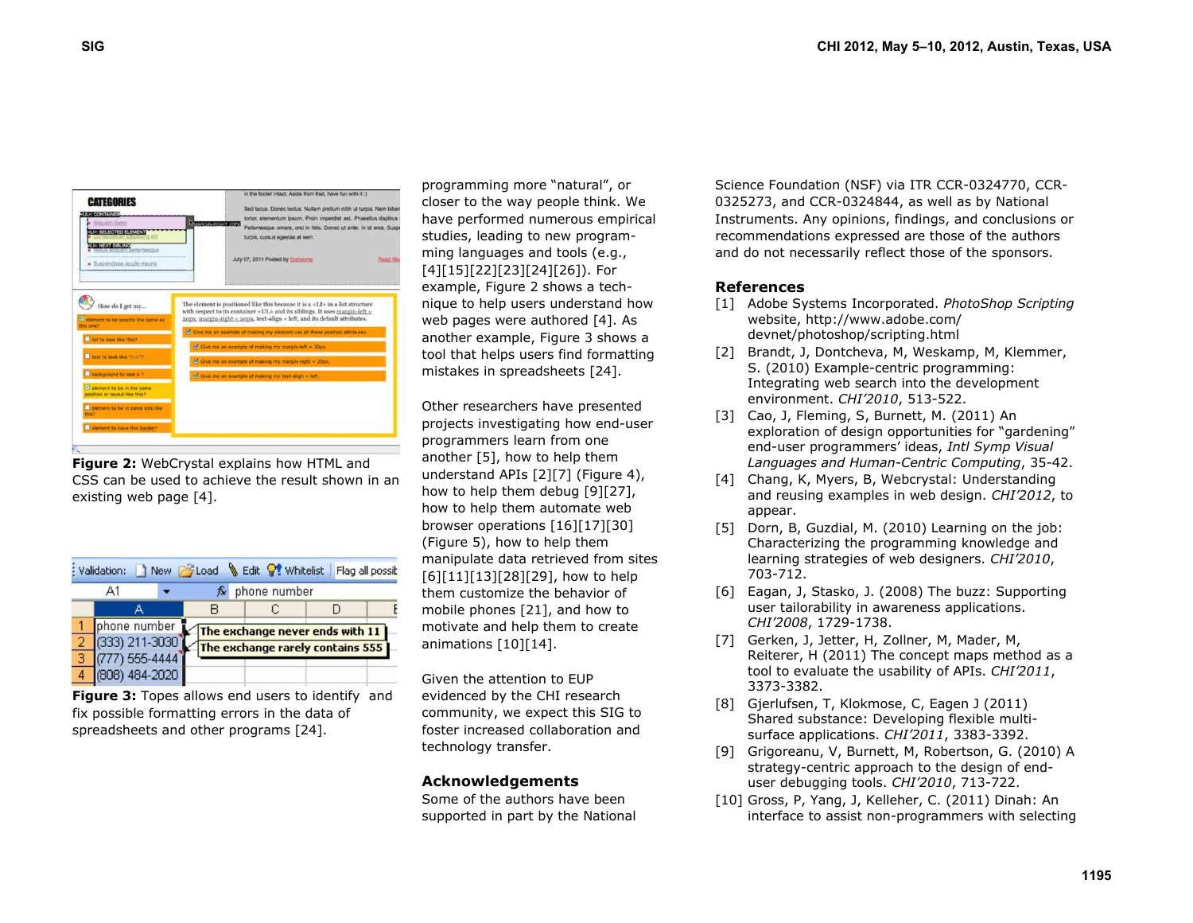Figure 2: WebCrystal explains how HTML and CSS can be used to achieve the result shown in an existing web page [4].

Figure 3: Topes allows end users to identify and fix possible formatting errors in the data of spreadsheets and other programs [24].

programming more "natural", or closer to the way people think. We have performed numerous empirical studies, leading to new programming languages and tools (e.g., [4][15][22][23][24][26]). For example, Figure 2 shows a technique to help users understand how web pages were authored [4]. As another example, Figure 3 shows a tool that helps users find formatting mistakes in spreadsheets [24].

Other researchers have presented projects investigating how end-user programmers learn from one another [5], how to help them understand APIs [2][7] (Figure 4), how to help them debug [9][27], how to help them automate web browser operations [16][17][30] (Figure 5), how to help them manipulate data retrieved from sites [6][11][13][28][29], how to help them customize the behavior of mobile phones [21], and how to motivate and help them to create animations [10][14].

Given the attention to EUP evidenced by the CHI research community, we expect this SIG to foster increased collaboration and technology transfer.

## Acknowledgements

Some of the authors have been supported in part by the National Science Foundation (NSF) via ITR CCR-0324770, CCR-0325273, and CCR-0324844, as well as by National Instruments. Any opinions, findings, and conclusions or recommendations expressed are those of the authors and do not necessarily reflect those of the sponsors.

## References

[1] Adobe Systems Incorporated. *PhotoShop Scripting* website, http://www.adobe.com/devnet/photoshop/scripting.html

[2] Brandt, J, Dontcheva, M, Weskamp, M, Klemmer, S. (2010) Example-centric programming: Integrating web search into the development environment. *CHI'2010*, 513-522.

[3] Cao, J, Fleming, S, Burnett, M. (2011) An exploration of design opportunities for "gardening" end-user programmers' ideas, *Intl Symp Visual Languages and Human-Centric Computing*, 35-42.

[4] Chang, K, Myers, B, Webcrystal: Understanding and reusing examples in web design. *CHI'2012*, to appear.

[5] Dorn, B, Guzdial, M. (2010) Learning on the job: Characterizing the programming knowledge and learning strategies of web designers. *CHI'2010*, 703-712.

[6] Eagan, J, Stasko, J. (2008) The buzz: Supporting user tailorability in awareness applications. *CHI'2008*, 1729-1738.

[7] Gerken, J, Jetter, H, Zollner, M, Mader, M, Reiterer, H (2011) The concept maps method as a tool to evaluate the usability of APIs. *CHI'2011*, 3373-3382.

[8] Gjerlufsen, T, Klokmose, C, Eagen J (2011) Shared substance: Developing flexible multi-surface applications. *CHI'2011*, 3383-3392.

[9] Grigoreanu, V, Burnett, M, Robertson, G. (2010) A strategy-centric approach to the design of end-user debugging tools. *CHI'2010*, 713-722.

[10] Gross, P, Yang, J, Kelleher, C. (2011) Dinah: An interface to assist non-programmers with selecting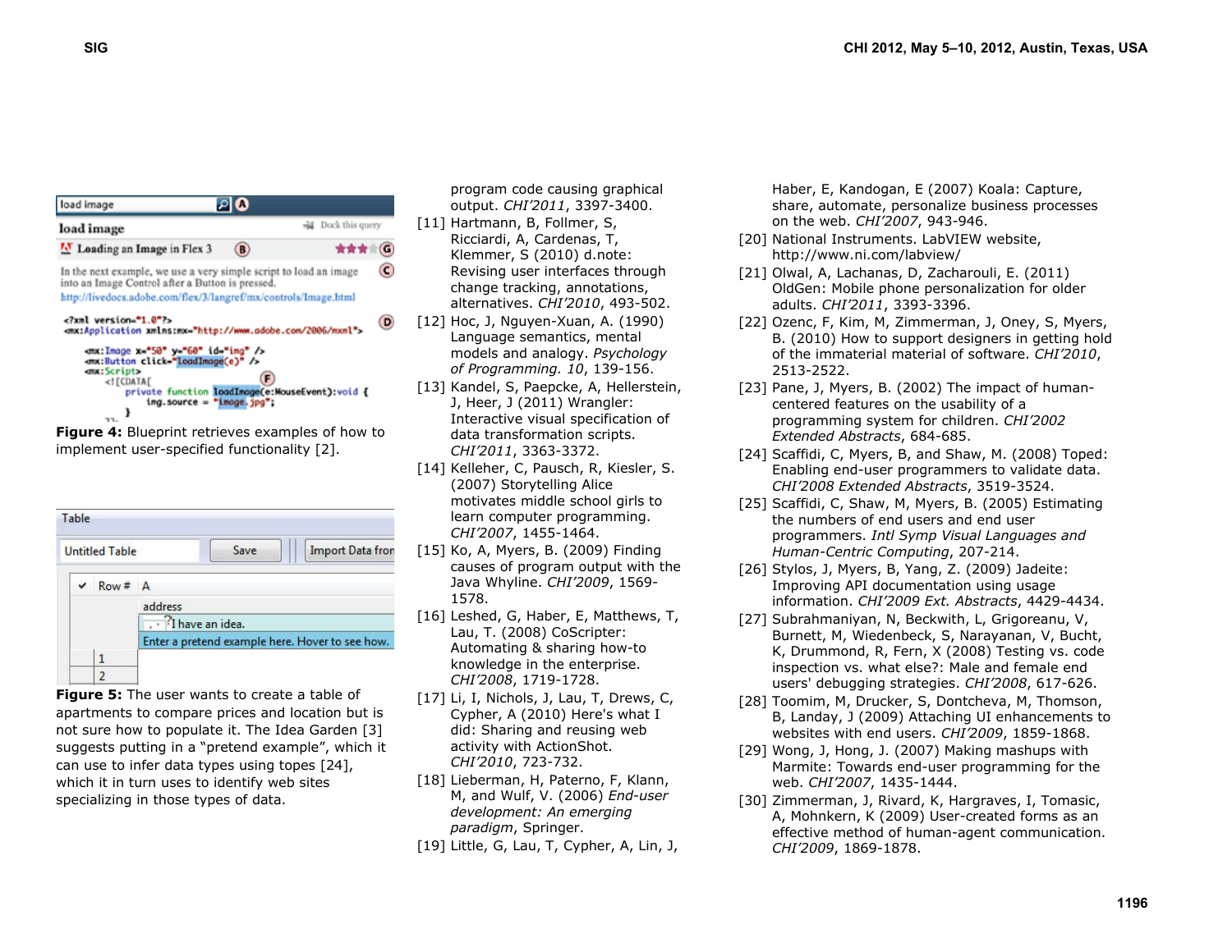**Figure 4:** Blueprint retrieves examples of how to implement user-specified functionality [2].

**Figure 5:** The user wants to create a table of apartments to compare prices and location but is not sure how to populate it. The Idea Garden [3] suggests putting in a “pretend example”, which it can use to infer data types using topes [24], which it in turn uses to identify web sites specializing in those types of data.

program code causing graphical output. *CHI'2011*, 3397-3400.

[11] Hartmann, B, Follmer, S, Ricciardi, A, Cardenas, T, Klemmer, S (2010) d.note: Revising user interfaces through change tracking, annotations, alternatives. *CHI'2010*, 493-502.

[12] Hoc, J, Nguyen-Xuan, A. (1990) Language semantics, mental models and analogy. *Psychology of Programming. 10*, 139-156.

[13] Kandel, S, Paepcke, A, Hellerstein, J, Heer, J (2011) Wrangler: Interactive visual specification of data transformation scripts. *CHI'2011*, 3363-3372.

[14] Kelleher, C, Pausch, R, Kiesler, S. (2007) Storytelling Alice motivates middle school girls to learn computer programming. *CHI'2007*, 1455-1464.

[15] Ko, A, Myers, B. (2009) Finding causes of program output with the Java Whyline. *CHI'2009*, 1569-1578.

[16] Leshed, G, Haber, E, Matthews, T, Lau, T. (2008) CoScripter: Automating & sharing how-to knowledge in the enterprise. *CHI'2008*, 1719-1728.

[17] Li, I, Nichols, J, Lau, T, Drews, C, Cypher, A (2010) Here's what I did: Sharing and reusing web activity with ActionShot. *CHI'2010*, 723-732.

[18] Lieberman, H, Paterno, F, Klann, M, and Wulf, V. (2006) *End-user development: An emerging paradigm*, Springer.

[19] Little, G, Lau, T, Cypher, A, Lin, J, Haber, E, Kandogan, E (2007) Koala: Capture, share, automate, personalize business processes on the web. *CHI'2007*, 943-946.

[20] National Instruments. LabVIEW website, http://www.ni.com/labview/

[21] Olwal, A, Lachanas, D, Zacharouli, E. (2011) OldGen: Mobile phone personalization for older adults. *CHI'2011*, 3393-3396.

[22] Ozenc, F, Kim, M, Zimmerman, J, Oney, S, Myers, B. (2010) How to support designers in getting hold of the immaterial material of software. *CHI'2010*, 2513-2522.

[23] Pane, J, Myers, B. (2002) The impact of human-centered features on the usability of a programming system for children. *CHI'2002 Extended Abstracts*, 684-685.

[24] Scaffidi, C, Myers, B, and Shaw, M. (2008) Toped: Enabling end-user programmers to validate data. *CHI'2008 Extended Abstracts*, 3519-3524.

[25] Scaffidi, C, Shaw, M, Myers, B. (2005) Estimating the numbers of end users and end user programmers. *Intl Symp Visual Languages and Human-Centric Computing*, 207-214.

[26] Stylos, J, Myers, B, Yang, Z. (2009) Jadeite: Improving API documentation using usage information. *CHI'2009 Ext. Abstracts*, 4429-4434.

[27] Subrahmaniyan, N, Beckwith, L, Grigoreanu, V, Burnett, M, Wiedenbeck, S, Narayanan, V, Bucht, K, Drummond, R, Fern, X (2008) Testing vs. code inspection vs. what else?: Male and female end users' debugging strategies. *CHI'2008*, 617-626.

[28] Toomim, M, Drucker, S, Dontcheva, M, Thomson, B, Landay, J (2009) Attaching UI enhancements to websites with end users. *CHI'2009*, 1859-1868.

[29] Wong, J, Hong, J. (2007) Making mashups with Marmite: Towards end-user programming for the web. *CHI'2007*, 1435-1444.

[30] Zimmerman, J, Rivard, K, Hargraves, I, Tomasic, A, Mohnkern, K (2009) User-created forms as an effective method of human-agent communication. *CHI'2009*, 1869-1878.